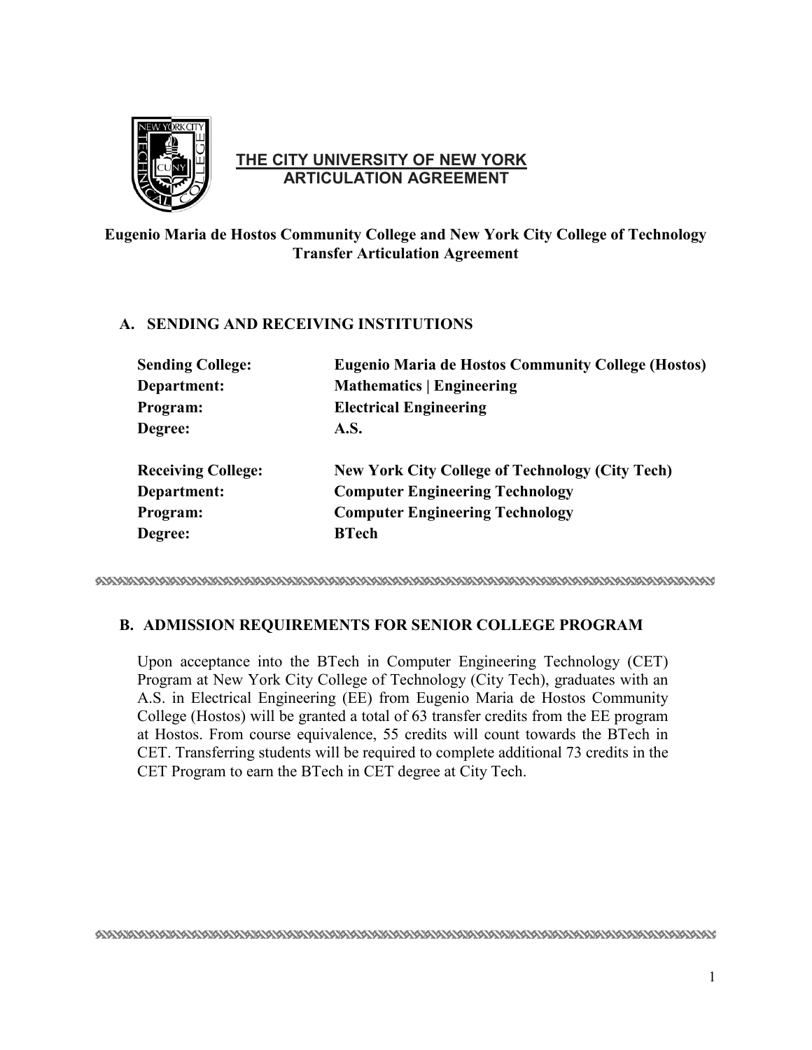# THE CITY UNIVERSITY OF NEW YORK
## ARTICULATION AGREEMENT

**Eugenio Maria de Hostos Community College and New York City College of Technology Transfer Articulation Agreement**

### A. SENDING AND RECEIVING INSTITUTIONS

| | |
|---|---|
| **Sending College:** | **Eugenio Maria de Hostos Community College (Hostos)** |
| **Department:** | **Mathematics \| Engineering** |
| **Program:** | **Electrical Engineering** |
| **Degree:** | **A.S.** |
| | |
| **Receiving College:** | **New York City College of Technology (City Tech)** |
| **Department:** | **Computer Engineering Technology** |
| **Program:** | **Computer Engineering Technology** |
| **Degree:** | **BTech** |

### B. ADMISSION REQUIREMENTS FOR SENIOR COLLEGE PROGRAM

Upon acceptance into the BTech in Computer Engineering Technology (CET) Program at New York City College of Technology (City Tech), graduates with an A.S. in Electrical Engineering (EE) from Eugenio Maria de Hostos Community College (Hostos) will be granted a total of 63 transfer credits from the EE program at Hostos. From course equivalence, 55 credits will count towards the BTech in CET. Transferring students will be required to complete additional 73 credits in the CET Program to earn the BTech in CET degree at City Tech.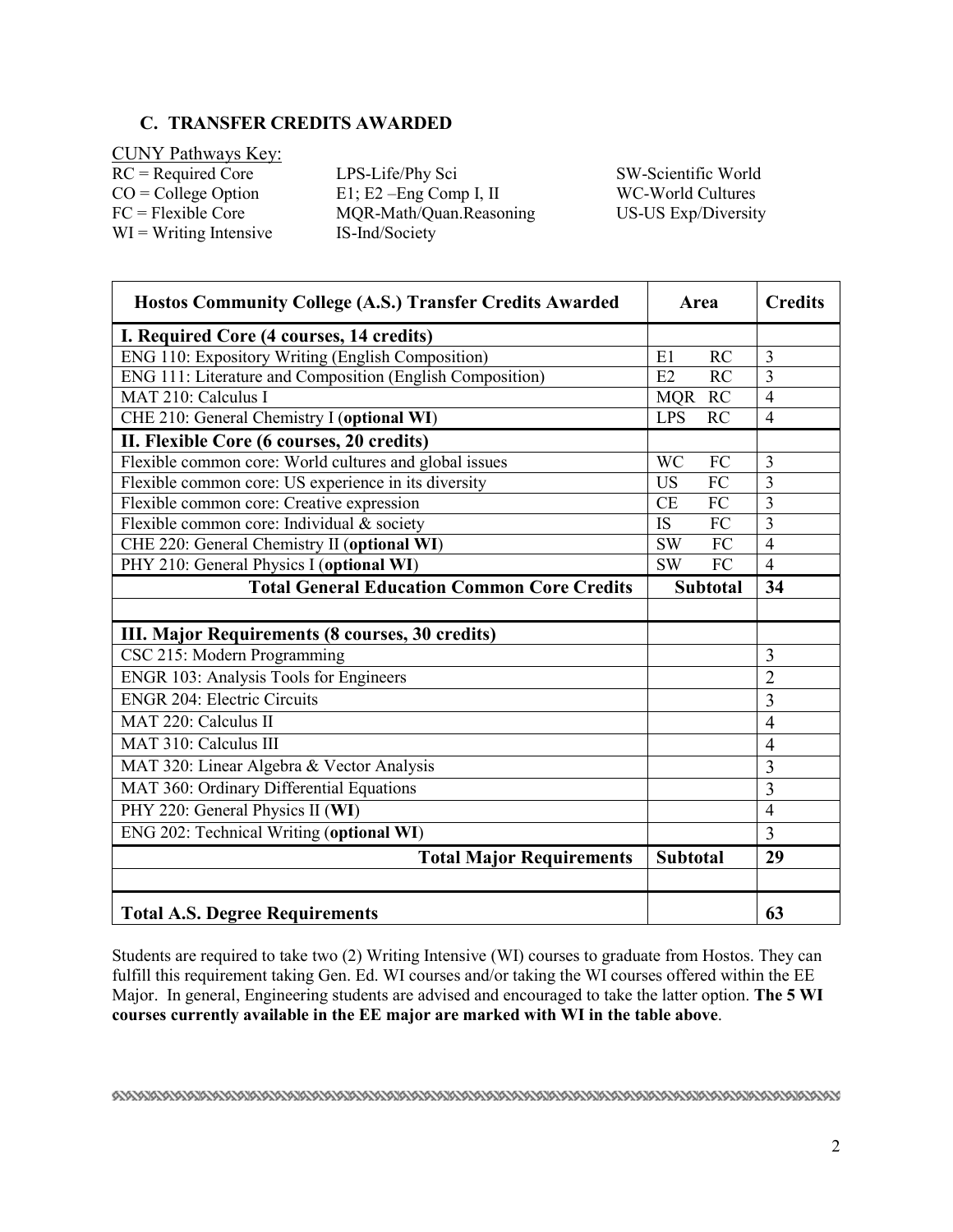## C. TRANSFER CREDITS AWARDED

CUNY Pathways Key:

RC = Required Core
CO = College Option
FC = Flexible Core
WI = Writing Intensive

LPS-Life/Phy Sci
E1; E2 –Eng Comp I, II
MQR-Math/Quan.Reasoning
IS-Ind/Society

SW-Scientific World
WC-World Cultures
US-US Exp/Diversity

| Hostos Community College (A.S.) Transfer Credits Awarded | Area | Credits |
|---|---|---|
| **I. Required Core (4 courses, 14 credits)** | | |
| ENG 110: Expository Writing (English Composition) | E1 RC | 3 |
| ENG 111: Literature and Composition (English Composition) | E2 RC | 3 |
| MAT 210: Calculus I | MQR RC | 4 |
| CHE 210: General Chemistry I (**optional WI**) | LPS RC | 4 |
| **II. Flexible Core (6 courses, 20 credits)** | | |
| Flexible common core: World cultures and global issues | WC FC | 3 |
| Flexible common core: US experience in its diversity | US FC | 3 |
| Flexible common core: Creative expression | CE FC | 3 |
| Flexible common core: Individual & society | IS FC | 3 |
| CHE 220: General Chemistry II (**optional WI**) | SW FC | 4 |
| PHY 210: General Physics I (**optional WI**) | SW FC | 4 |
| **Total General Education Common Core Credits** | **Subtotal** | **34** |
| | | |
| **III. Major Requirements (8 courses, 30 credits)** | | |
| CSC 215: Modern Programming | | 3 |
| ENGR 103: Analysis Tools for Engineers | | 2 |
| ENGR 204: Electric Circuits | | 3 |
| MAT 220: Calculus II | | 4 |
| MAT 310: Calculus III | | 4 |
| MAT 320: Linear Algebra & Vector Analysis | | 3 |
| MAT 360: Ordinary Differential Equations | | 3 |
| PHY 220: General Physics II (**WI**) | | 4 |
| ENG 202: Technical Writing (**optional WI**) | | 3 |
| **Total Major Requirements** | **Subtotal** | **29** |
| | | |
| **Total A.S. Degree Requirements** | | **63** |

Students are required to take two (2) Writing Intensive (WI) courses to graduate from Hostos. They can fulfill this requirement taking Gen. Ed. WI courses and/or taking the WI courses offered within the EE Major. In general, Engineering students are advised and encouraged to take the latter option. **The 5 WI courses currently available in the EE major are marked with WI in the table above**.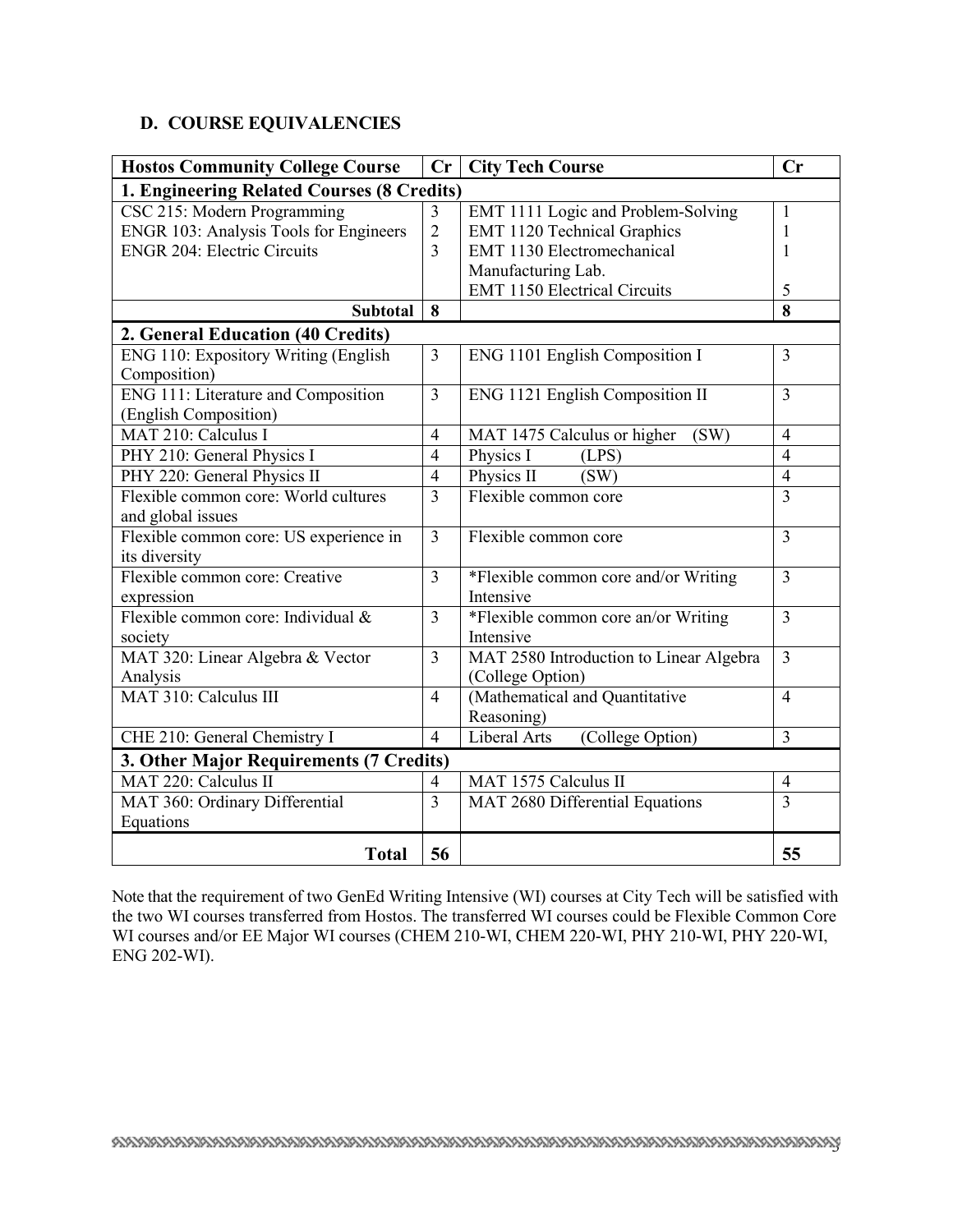### D. COURSE EQUIVALENCIES

| Hostos Community College Course | Cr | City Tech Course | Cr |
|---|---|---|---|
| **1. Engineering Related Courses (8 Credits)** | | | |
| CSC 215: Modern Programming<br>ENGR 103: Analysis Tools for Engineers<br>ENGR 204: Electric Circuits | 3<br>2<br>3 | EMT 1111 Logic and Problem-Solving<br>EMT 1120 Technical Graphics<br>EMT 1130 Electromechanical Manufacturing Lab.<br>EMT 1150 Electrical Circuits | 1<br>1<br>1<br><br>5 |
| **Subtotal** | **8** | | **8** |
| **2. General Education (40 Credits)** | | | |
| ENG 110: Expository Writing (English Composition) | 3 | ENG 1101 English Composition I | 3 |
| ENG 111: Literature and Composition (English Composition) | 3 | ENG 1121 English Composition II | 3 |
| MAT 210: Calculus I | 4 | MAT 1475 Calculus or higher (SW) | 4 |
| PHY 210: General Physics I | 4 | Physics I (LPS) | 4 |
| PHY 220: General Physics II | 4 | Physics II (SW) | 4 |
| Flexible common core: World cultures and global issues | 3 | Flexible common core | 3 |
| Flexible common core: US experience in its diversity | 3 | Flexible common core | 3 |
| Flexible common core: Creative expression | 3 | *Flexible common core and/or Writing Intensive | 3 |
| Flexible common core: Individual & society | 3 | *Flexible common core an/or Writing Intensive | 3 |
| MAT 320: Linear Algebra & Vector Analysis | 3 | MAT 2580 Introduction to Linear Algebra (College Option) | 3 |
| MAT 310: Calculus III | 4 | (Mathematical and Quantitative Reasoning) | 4 |
| CHE 210: General Chemistry I | 4 | Liberal Arts (College Option) | 3 |
| **3. Other Major Requirements (7 Credits)** | | | |
| MAT 220: Calculus II | 4 | MAT 1575 Calculus II | 4 |
| MAT 360: Ordinary Differential Equations | 3 | MAT 2680 Differential Equations | 3 |
| **Total** | **56** | | **55** |

Note that the requirement of two GenEd Writing Intensive (WI) courses at City Tech will be satisfied with the two WI courses transferred from Hostos. The transferred WI courses could be Flexible Common Core WI courses and/or EE Major WI courses (CHEM 210-WI, CHEM 220-WI, PHY 210-WI, PHY 220-WI, ENG 202-WI).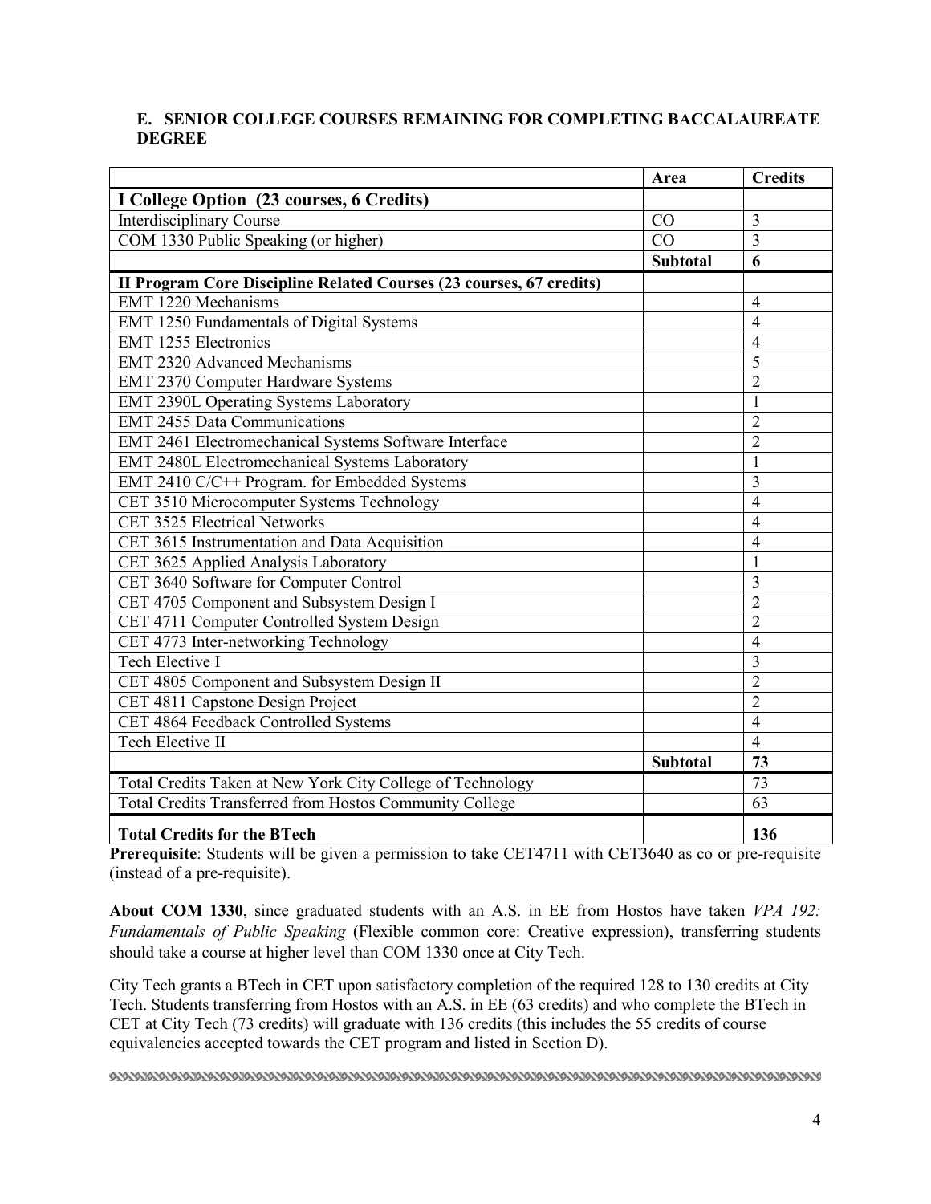### E. SENIOR COLLEGE COURSES REMAINING FOR COMPLETING BACCALAUREATE DEGREE

| | Area | Credits |
|---|---|---|
| **I College Option (23 courses, 6 Credits)** | | |
| Interdisciplinary Course | CO | 3 |
| COM 1330 Public Speaking (or higher) | CO | 3 |
| | **Subtotal** | **6** |
| **II Program Core Discipline Related Courses (23 courses, 67 credits)** | | |
| EMT 1220 Mechanisms | | 4 |
| EMT 1250 Fundamentals of Digital Systems | | 4 |
| EMT 1255 Electronics | | 4 |
| EMT 2320 Advanced Mechanisms | | 5 |
| EMT 2370 Computer Hardware Systems | | 2 |
| EMT 2390L Operating Systems Laboratory | | 1 |
| EMT 2455 Data Communications | | 2 |
| EMT 2461 Electromechanical Systems Software Interface | | 2 |
| EMT 2480L Electromechanical Systems Laboratory | | 1 |
| EMT 2410 C/C++ Program. for Embedded Systems | | 3 |
| CET 3510 Microcomputer Systems Technology | | 4 |
| CET 3525 Electrical Networks | | 4 |
| CET 3615 Instrumentation and Data Acquisition | | 4 |
| CET 3625 Applied Analysis Laboratory | | 1 |
| CET 3640 Software for Computer Control | | 3 |
| CET 4705 Component and Subsystem Design I | | 2 |
| CET 4711 Computer Controlled System Design | | 2 |
| CET 4773 Inter-networking Technology | | 4 |
| Tech Elective I | | 3 |
| CET 4805 Component and Subsystem Design II | | 2 |
| CET 4811 Capstone Design Project | | 2 |
| CET 4864 Feedback Controlled Systems | | 4 |
| Tech Elective II | | 4 |
| | **Subtotal** | **73** |
| Total Credits Taken at New York City College of Technology | | 73 |
| Total Credits Transferred from Hostos Community College | | 63 |
| **Total Credits for the BTech** | | **136** |

**Prerequisite**: Students will be given a permission to take CET4711 with CET3640 as co or pre-requisite (instead of a pre-requisite).

**About COM 1330**, since graduated students with an A.S. in EE from Hostos have taken *VPA 192: Fundamentals of Public Speaking* (Flexible common core: Creative expression), transferring students should take a course at higher level than COM 1330 once at City Tech.

City Tech grants a BTech in CET upon satisfactory completion of the required 128 to 130 credits at City Tech. Students transferring from Hostos with an A.S. in EE (63 credits) and who complete the BTech in CET at City Tech (73 credits) will graduate with 136 credits (this includes the 55 credits of course equivalencies accepted towards the CET program and listed in Section D).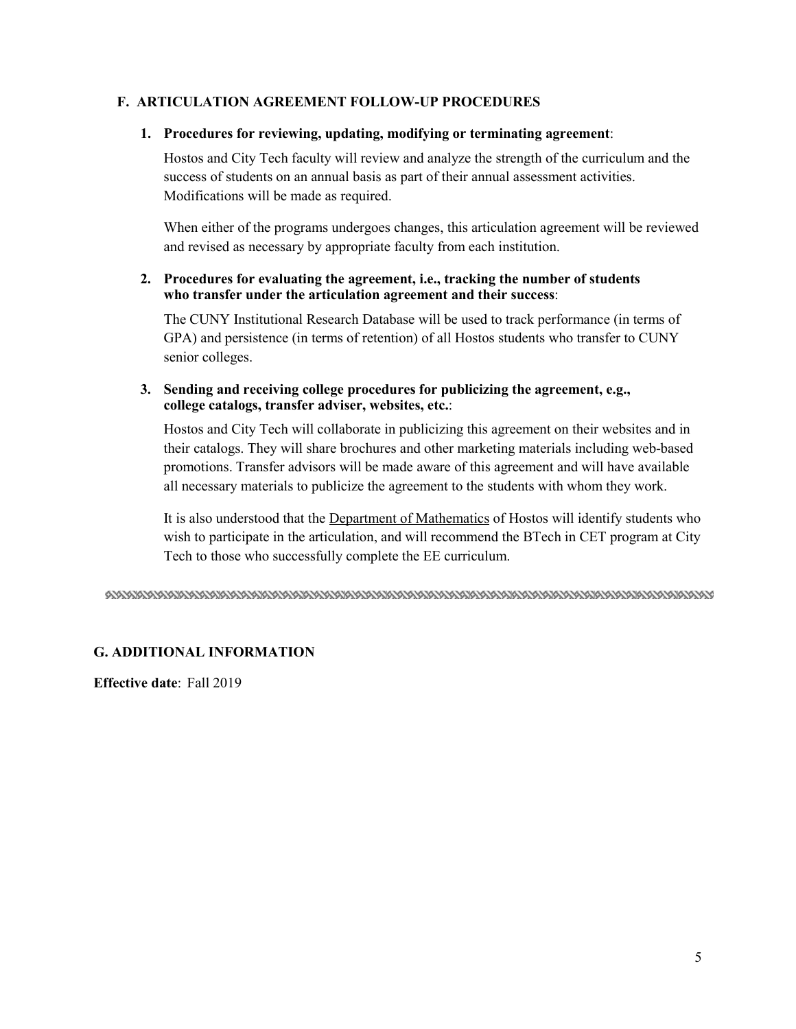## F. ARTICULATION AGREEMENT FOLLOW-UP PROCEDURES

1. **Procedures for reviewing, updating, modifying or terminating agreement**:

   Hostos and City Tech faculty will review and analyze the strength of the curriculum and the success of students on an annual basis as part of their annual assessment activities. Modifications will be made as required.

   When either of the programs undergoes changes, this articulation agreement will be reviewed and revised as necessary by appropriate faculty from each institution.

2. **Procedures for evaluating the agreement, i.e., tracking the number of students who transfer under the articulation agreement and their success**:

   The CUNY Institutional Research Database will be used to track performance (in terms of GPA) and persistence (in terms of retention) of all Hostos students who transfer to CUNY senior colleges.

3. **Sending and receiving college procedures for publicizing the agreement, e.g., college catalogs, transfer adviser, websites, etc.**:

   Hostos and City Tech will collaborate in publicizing this agreement on their websites and in their catalogs. They will share brochures and other marketing materials including web-based promotions. Transfer advisors will be made aware of this agreement and will have available all necessary materials to publicize the agreement to the students with whom they work.

   It is also understood that the Department of Mathematics of Hostos will identify students who wish to participate in the articulation, and will recommend the BTech in CET program at City Tech to those who successfully complete the EE curriculum.

---

## G. ADDITIONAL INFORMATION

**Effective date**: Fall 2019